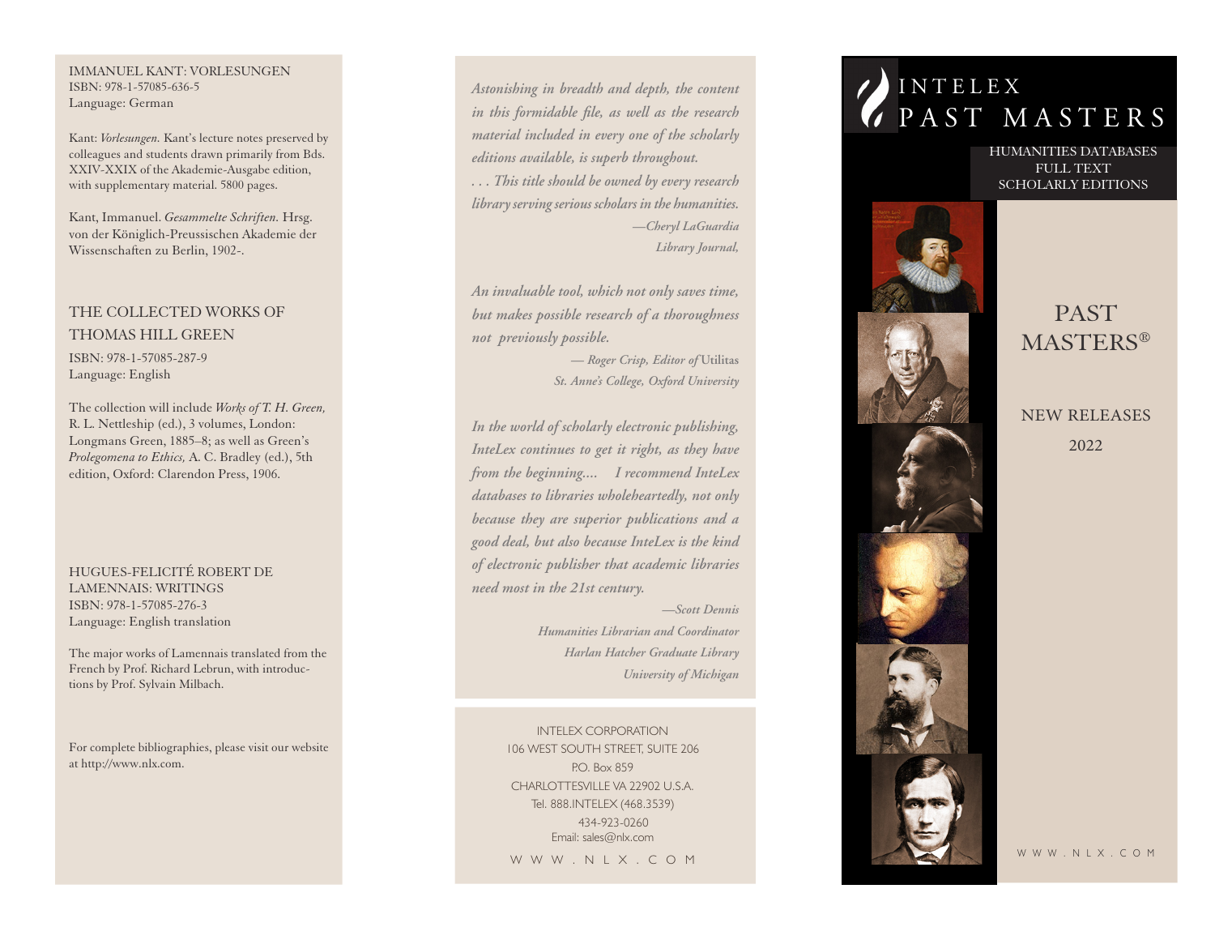IMMANUEL KANT: VORLESUNGEN
ISBN: 978-1-57085-636-5
Language: German

Kant: *Vorlesungen.* Kant's lecture notes preserved by colleagues and students drawn primarily from Bds. XXIV-XXIX of the Akademie-Ausgabe edition, with supplementary material. 5800 pages.

Kant, Immanuel. *Gesammelte Schriften.* Hrsg. von der Königlich-Preussischen Akademie der Wissenschaften zu Berlin, 1902-.

## THE COLLECTED WORKS OF THOMAS HILL GREEN

ISBN: 978-1-57085-287-9
Language: English

The collection will include *Works of T. H. Green,* R. L. Nettleship (ed.), 3 volumes, London: Longmans Green, 1885–8; as well as Green's *Prolegomena to Ethics,* A. C. Bradley (ed.), 5th edition, Oxford: Clarendon Press, 1906.

HUGUES-FELICITÉ ROBERT DE LAMENNAIS: WRITINGS
ISBN: 978-1-57085-276-3
Language: English translation

The major works of Lamennais translated from the French by Prof. Richard Lebrun, with introductions by Prof. Sylvain Milbach.

For complete bibliographies, please visit our website at http://www.nlx.com.

*Astonishing in breadth and depth, the content in this formidable file, as well as the research material included in every one of the scholarly editions available, is superb throughout. . . . This title should be owned by every research library serving serious scholars in the humanities.*

*—Cheryl LaGuardia*
*Library Journal,*

*An invaluable tool, which not only saves time, but makes possible research of a thoroughness not previously possible.*

*— Roger Crisp, Editor of* Utilitas
*St. Anne's College, Oxford University*

*In the world of scholarly electronic publishing, InteLex continues to get it right, as they have from the beginning.... I recommend InteLex databases to libraries wholeheartedly, not only because they are superior publications and a good deal, but also because InteLex is the kind of electronic publisher that academic libraries need most in the 21st century.*

*—Scott Dennis*
*Humanities Librarian and Coordinator*
*Harlan Hatcher Graduate Library*
*University of Michigan*

INTELEX CORPORATION
106 WEST SOUTH STREET, SUITE 206
P.O. Box 859
CHARLOTTESVILLE VA 22902 U.S.A.
Tel. 888.INTELEX (468.3539)
434-923-0260
Email: sales@nlx.com

W W W . N L X . C O M

# INTELEX PAST MASTERS

HUMANITIES DATABASES
FULL TEXT
SCHOLARLY EDITIONS

## PAST MASTERS®

NEW RELEASES
2022

W W W . N L X . C O M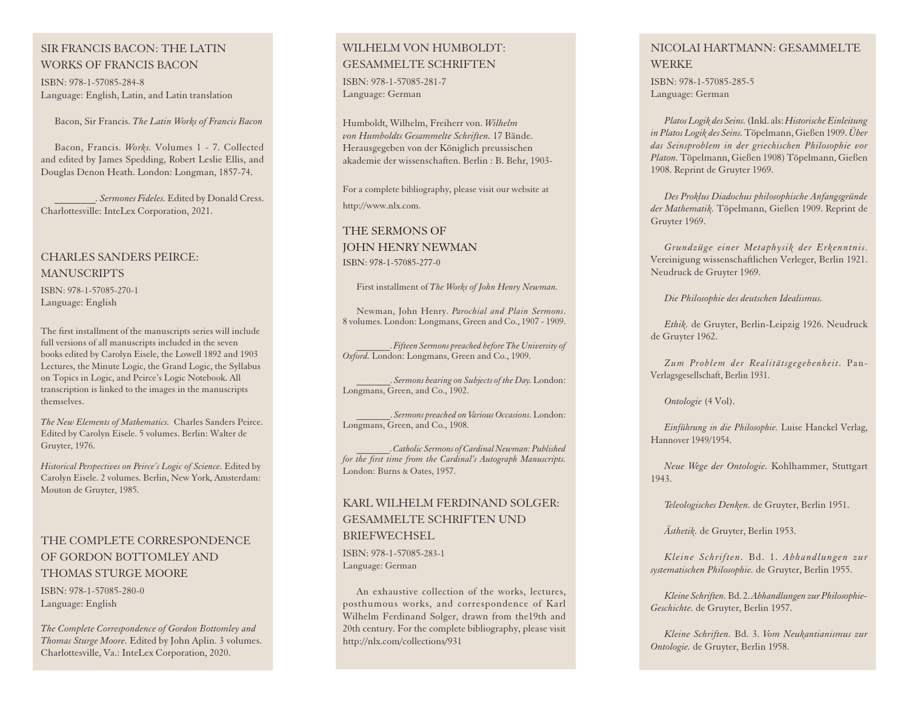## SIR FRANCIS BACON: THE LATIN WORKS OF FRANCIS BACON

ISBN: 978-1-57085-284-8
Language: English, Latin, and Latin translation

Bacon, Sir Francis. *The Latin Works of Francis Bacon*

Bacon, Francis. *Works.* Volumes 1 - 7. Collected and edited by James Spedding, Robert Leslie Ellis, and Douglas Denon Heath. London: Longman, 1857-74.

________. *Sermones Fideles.* Edited by Donald Cress. Charlottesville: InteLex Corporation, 2021.

## CHARLES SANDERS PEIRCE: MANUSCRIPTS

ISBN: 978-1-57085-270-1
Language: English

The first installment of the manuscripts series will include full versions of all manuscripts included in the seven books edited by Carolyn Eisele, the Lowell 1892 and 1903 Lectures, the Minute Logic, the Grand Logic, the Syllabus on Topics in Logic, and Peirce's Logic Notebook. All transcription is linked to the images in the manuscripts themselves.

*The New Elements of Mathematics.* Charles Sanders Peirce. Edited by Carolyn Eisele. 5 volumes. Berlin: Walter de Gruyter, 1976.

*Historical Perspectives on Peirce's Logic of Science.* Edited by Carolyn Eisele. 2 volumes. Berlin, New York, Amsterdam: Mouton de Gruyter, 1985.

## THE COMPLETE CORRESPONDENCE OF GORDON BOTTOMLEY AND THOMAS STURGE MOORE

ISBN: 978-1-57085-280-0
Language: English

*The Complete Correspondence of Gordon Bottomley and Thomas Sturge Moore.* Edited by John Aplin. 3 volumes. Charlottesville, Va.: InteLex Corporation, 2020.

## WILHELM VON HUMBOLDT: GESAMMELTE SCHRIFTEN

ISBN: 978-1-57085-281-7
Language: German

Humboldt, Wilhelm, Freiherr von. *Wilhelm von Humboldts Gesammelte Schriften.* 17 Bände. Herausgegeben von der Königlich preussischen akademie der wissenschaften. Berlin : B. Behr, 1903-

For a complete bibliography, please visit our website at http://www.nlx.com.

## THE SERMONS OF JOHN HENRY NEWMAN

ISBN: 978-1-57085-277-0

First installment of *The Works of John Henry Newman.*

Newman, John Henry. *Parochial and Plain Sermons.* 8 volumes. London: Longmans, Green and Co., 1907 - 1909.

_______. *Fifteen Sermons preached before The University of Oxford.* London: Longmans, Green and Co., 1909.

_______. *Sermons bearing on Subjects of the Day.* London: Longmans, Green, and Co., 1902.

_______. *Sermons preached on Various Occasions.* London: Longmans, Green, and Co., 1908.

_______. *Catholic Sermons of Cardinal Newman: Published for the first time from the Cardinal's Autograph Manuscripts.* London: Burns & Oates, 1957.

## KARL WILHELM FERDINAND SOLGER: GESAMMELTE SCHRIFTEN UND BRIEFWECHSEL

ISBN: 978-1-57085-283-1
Language: German

An exhaustive collection of the works, lectures, posthumous works, and correspondence of Karl Wilhelm Ferdinand Solger, drawn from the19th and 20th century. For the complete bibliography, please visit http://nlx.com/collections/931

## NICOLAI HARTMANN: GESAMMELTE WERKE

ISBN: 978-1-57085-285-5
Language: German

*Platos Logik des Seins.* (Inkl. als: *Historische Einleitung in Platos Logik des Seins.* Töpelmann, Gießen 1909. *Über das Seinsproblem in der griechischen Philosophie vor Platon.* Töpelmann, Gießen 1908) Töpelmann, Gießen 1908. Reprint de Gruyter 1969.

*Des Proklus Diadochus philosophische Anfangsgründe der Mathematik.* Töpelmann, Gießen 1909. Reprint de Gruyter 1969.

*Grundzüge einer Metaphysik der Erkenntnis.* Vereinigung wissenschaftlichen Verleger, Berlin 1921. Neudruck de Gruyter 1969.

*Die Philosophie des deutschen Idealismus.*

*Ethik.* de Gruyter, Berlin-Leipzig 1926. Neudruck de Gruyter 1962.

*Zum Problem der Realitätsgegebenheit.* Pan-Verlagsgesellschaft, Berlin 1931.

*Ontologie* (4 Vol).

*Einführung in die Philosophie.* Luise Hanckel Verlag, Hannover 1949/1954.

*Neue Wege der Ontologie.* Kohlhammer, Stuttgart 1943.

*Teleologisches Denken.* de Gruyter, Berlin 1951.

*Ästhetik.* de Gruyter, Berlin 1953.

*Kleine Schriften.* Bd. 1. *Abhandlungen zur systematischen Philosophie.* de Gruyter, Berlin 1955.

*Kleine Schriften.* Bd. 2. *Abhandlungen zur Philosophie-Geschichte.* de Gruyter, Berlin 1957.

*Kleine Schriften.* Bd. 3. *Vom Neukantianismus zur Ontologie.* de Gruyter, Berlin 1958.